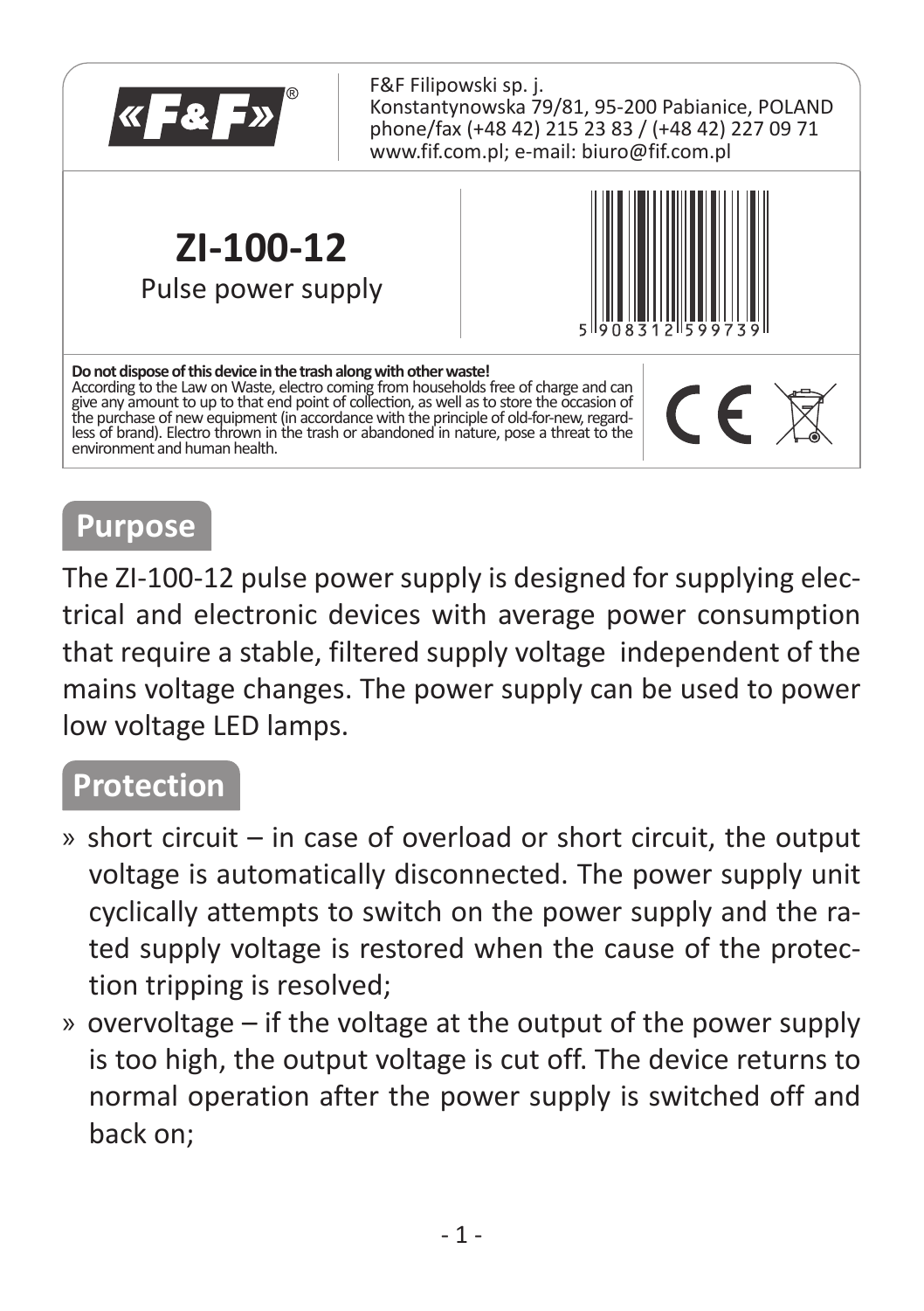«F&F»®

F&F Filipowski sp. j.
Konstantynowska 79/81, 95-200 Pabianice, POLAND
phone/fax (+48 42) 215 23 83 / (+48 42) 227 09 71
www.fif.com.pl; e-mail: biuro@fif.com.pl

# ZI-100-12

Pulse power supply

5 908312 599739

**Do not dispose of this device in the trash along with other waste!**
According to the Law on Waste, electro coming from households free of charge and can give any amount to up to that end point of collection, as well as to store the occasion of the purchase of new equipment (in accordance with the principle of old-for-new, regardless of brand). Electro thrown in the trash or abandoned in nature, pose a threat to the environment and human health.

## Purpose

The ZI-100-12 pulse power supply is designed for supplying electrical and electronic devices with average power consumption that require a stable, filtered supply voltage independent of the mains voltage changes. The power supply can be used to power low voltage LED lamps.

## Protection

- short circuit – in case of overload or short circuit, the output voltage is automatically disconnected. The power supply unit cyclically attempts to switch on the power supply and the rated supply voltage is restored when the cause of the protection tripping is resolved;
- overvoltage – if the voltage at the output of the power supply is too high, the output voltage is cut off. The device returns to normal operation after the power supply is switched off and back on;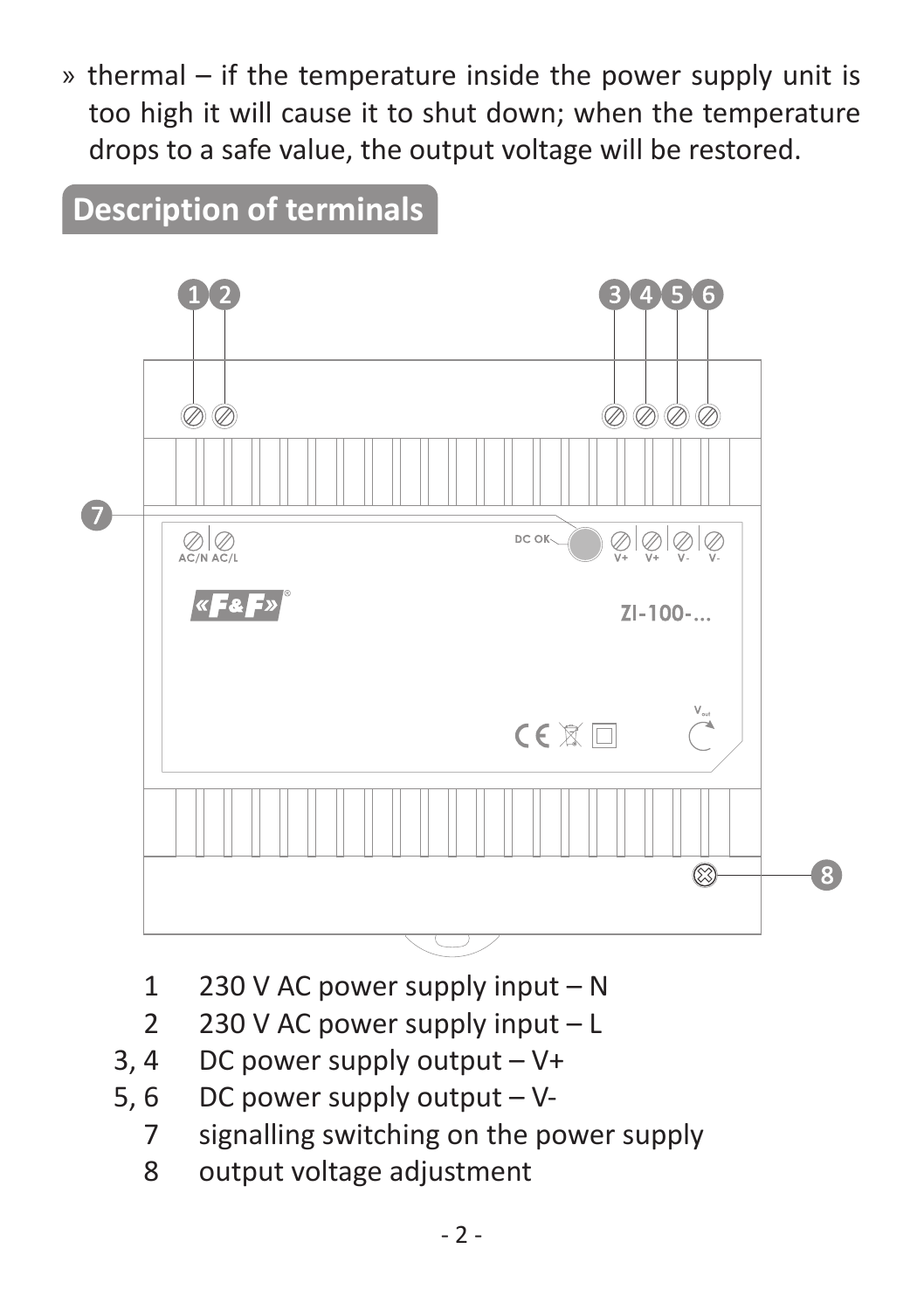» thermal – if the temperature inside the power supply unit is too high it will cause it to shut down; when the temperature drops to a safe value, the output voltage will be restored.

## Description of terminals

| | |
|---|---|
| 1 | 230 V AC power supply input – N |
| 2 | 230 V AC power supply input – L |
| 3, 4 | DC power supply output – V+ |
| 5, 6 | DC power supply output – V- |
| 7 | signalling switching on the power supply |
| 8 | output voltage adjustment |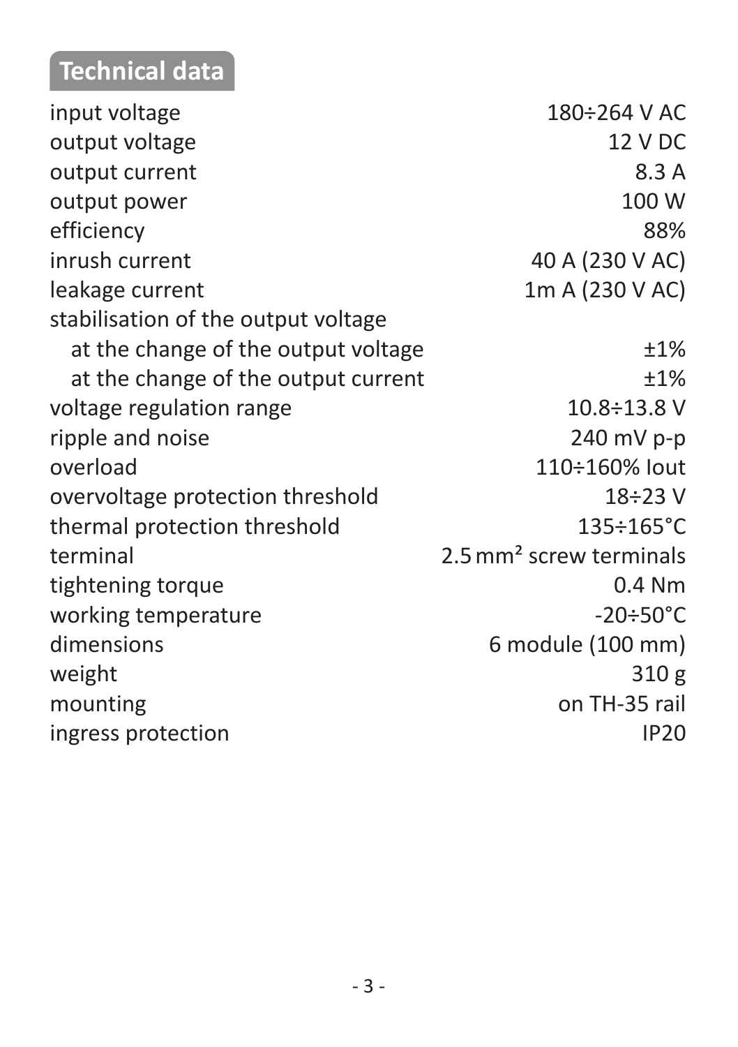## Technical data

| | |
|---|---|
| input voltage | 180÷264 V AC |
| output voltage | 12 V DC |
| output current | 8.3 A |
| output power | 100 W |
| efficiency | 88% |
| inrush current | 40 A (230 V AC) |
| leakage current | 1m A (230 V AC) |
| stabilisation of the output voltage | |
| at the change of the output voltage | ±1% |
| at the change of the output current | ±1% |
| voltage regulation range | 10.8÷13.8 V |
| ripple and noise | 240 mV p-p |
| overload | 110÷160% Iout |
| overvoltage protection threshold | 18÷23 V |
| thermal protection threshold | 135÷165°C |
| terminal | 2.5 $mm^2$ screw terminals |
| tightening torque | 0.4 Nm |
| working temperature | -20÷50°C |
| dimensions | 6 module (100 mm) |
| weight | 310 g |
| mounting | on TH-35 rail |
| ingress protection | IP20 |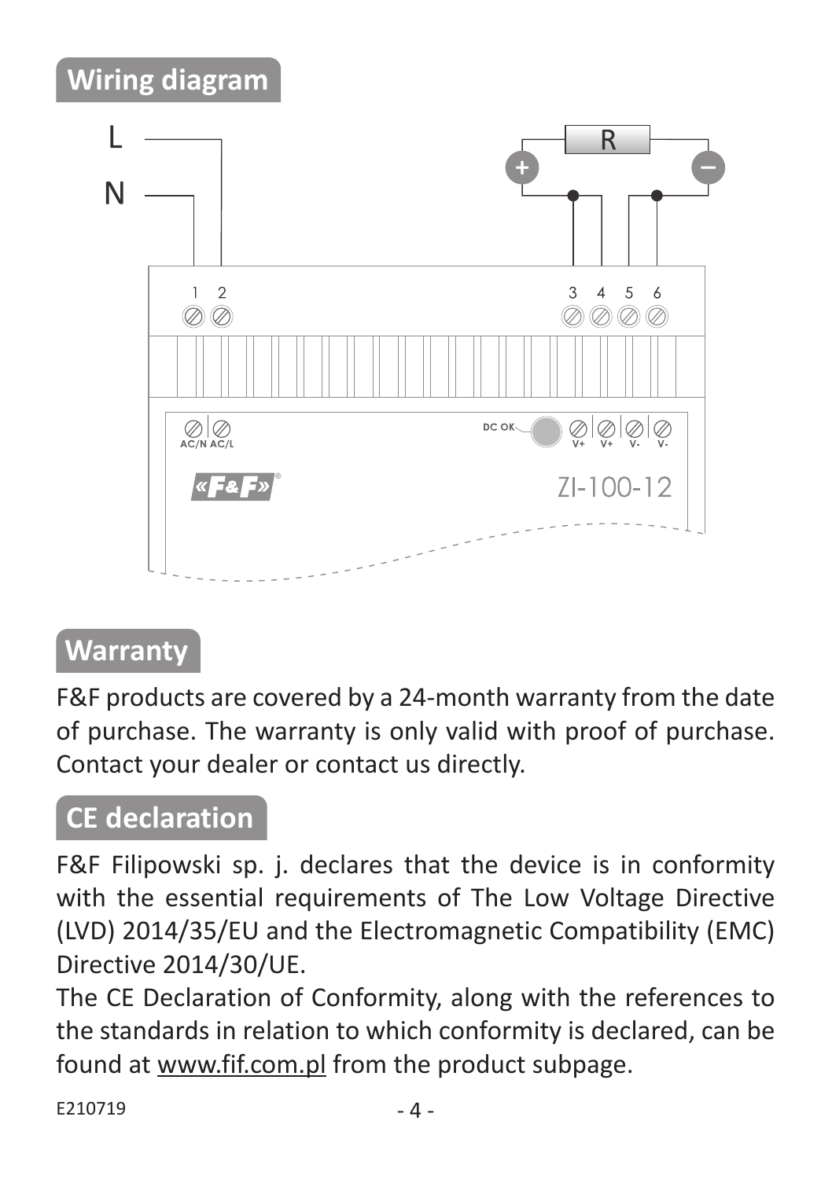## Wiring diagram

L
N
R
+
−
1 2
3 4 5 6
AC/N AC/L
DC OK
V+ V+ V- V-
«F&F»
ZI-100-12

## Warranty

F&F products are covered by a 24-month warranty from the date of purchase. The warranty is only valid with proof of purchase. Contact your dealer or contact us directly.

## CE declaration

F&F Filipowski sp. j. declares that the device is in conformity with the essential requirements of The Low Voltage Directive (LVD) 2014/35/EU and the Electromagnetic Compatibility (EMC) Directive 2014/30/UE.

The CE Declaration of Conformity, along with the references to the standards in relation to which conformity is declared, can be found at www.fif.com.pl from the product subpage.

E210719